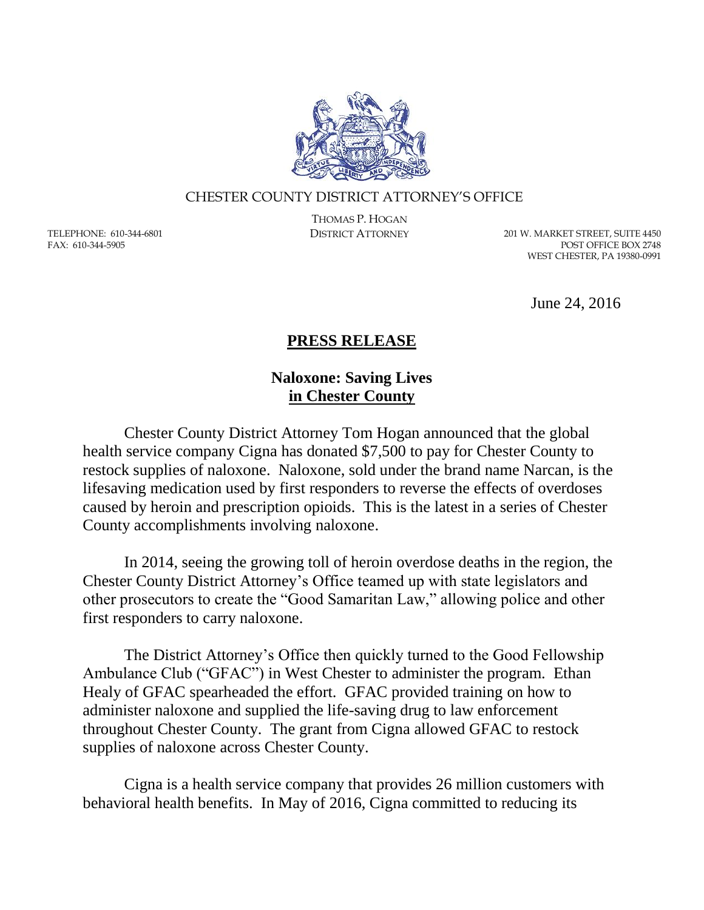CHESTER COUNTY DISTRICT ATTORNEY'S OFFICE

THOMAS P. HOGAN
DISTRICT ATTORNEY

TELEPHONE: 610-344-6801
FAX: 610-344-5905

201 W. MARKET STREET, SUITE 4450
POST OFFICE BOX 2748
WEST CHESTER, PA 19380-0991

June 24, 2016

## **PRESS RELEASE**

### **Naloxone: Saving Lives in Chester County**

Chester County District Attorney Tom Hogan announced that the global health service company Cigna has donated $7,500 to pay for Chester County to restock supplies of naloxone. Naloxone, sold under the brand name Narcan, is the lifesaving medication used by first responders to reverse the effects of overdoses caused by heroin and prescription opioids. This is the latest in a series of Chester County accomplishments involving naloxone.

In 2014, seeing the growing toll of heroin overdose deaths in the region, the Chester County District Attorney's Office teamed up with state legislators and other prosecutors to create the "Good Samaritan Law," allowing police and other first responders to carry naloxone.

The District Attorney's Office then quickly turned to the Good Fellowship Ambulance Club ("GFAC") in West Chester to administer the program. Ethan Healy of GFAC spearheaded the effort. GFAC provided training on how to administer naloxone and supplied the life-saving drug to law enforcement throughout Chester County. The grant from Cigna allowed GFAC to restock supplies of naloxone across Chester County.

Cigna is a health service company that provides 26 million customers with behavioral health benefits. In May of 2016, Cigna committed to reducing its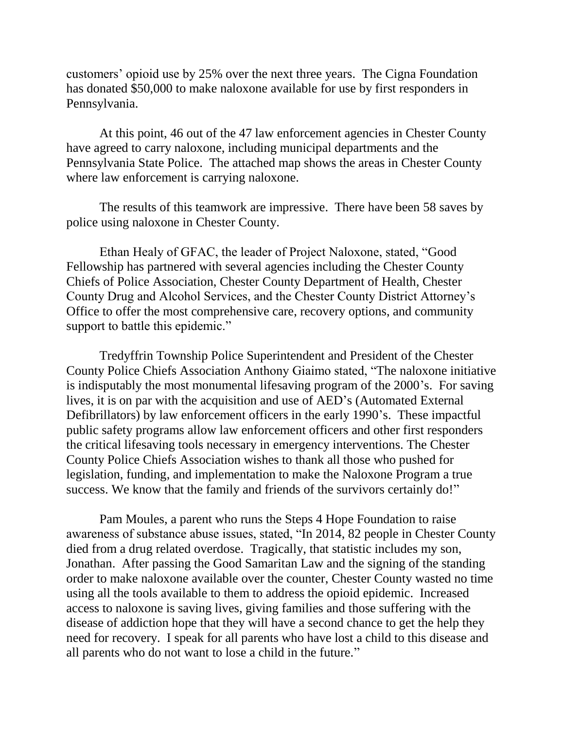customers' opioid use by 25% over the next three years. The Cigna Foundation has donated $50,000 to make naloxone available for use by first responders in Pennsylvania.

At this point, 46 out of the 47 law enforcement agencies in Chester County have agreed to carry naloxone, including municipal departments and the Pennsylvania State Police. The attached map shows the areas in Chester County where law enforcement is carrying naloxone.

The results of this teamwork are impressive. There have been 58 saves by police using naloxone in Chester County.

Ethan Healy of GFAC, the leader of Project Naloxone, stated, "Good Fellowship has partnered with several agencies including the Chester County Chiefs of Police Association, Chester County Department of Health, Chester County Drug and Alcohol Services, and the Chester County District Attorney's Office to offer the most comprehensive care, recovery options, and community support to battle this epidemic."

Tredyffrin Township Police Superintendent and President of the Chester County Police Chiefs Association Anthony Giaimo stated, "The naloxone initiative is indisputably the most monumental lifesaving program of the 2000's. For saving lives, it is on par with the acquisition and use of AED's (Automated External Defibrillators) by law enforcement officers in the early 1990's. These impactful public safety programs allow law enforcement officers and other first responders the critical lifesaving tools necessary in emergency interventions. The Chester County Police Chiefs Association wishes to thank all those who pushed for legislation, funding, and implementation to make the Naloxone Program a true success. We know that the family and friends of the survivors certainly do!"

Pam Moules, a parent who runs the Steps 4 Hope Foundation to raise awareness of substance abuse issues, stated, "In 2014, 82 people in Chester County died from a drug related overdose. Tragically, that statistic includes my son, Jonathan. After passing the Good Samaritan Law and the signing of the standing order to make naloxone available over the counter, Chester County wasted no time using all the tools available to them to address the opioid epidemic. Increased access to naloxone is saving lives, giving families and those suffering with the disease of addiction hope that they will have a second chance to get the help they need for recovery. I speak for all parents who have lost a child to this disease and all parents who do not want to lose a child in the future."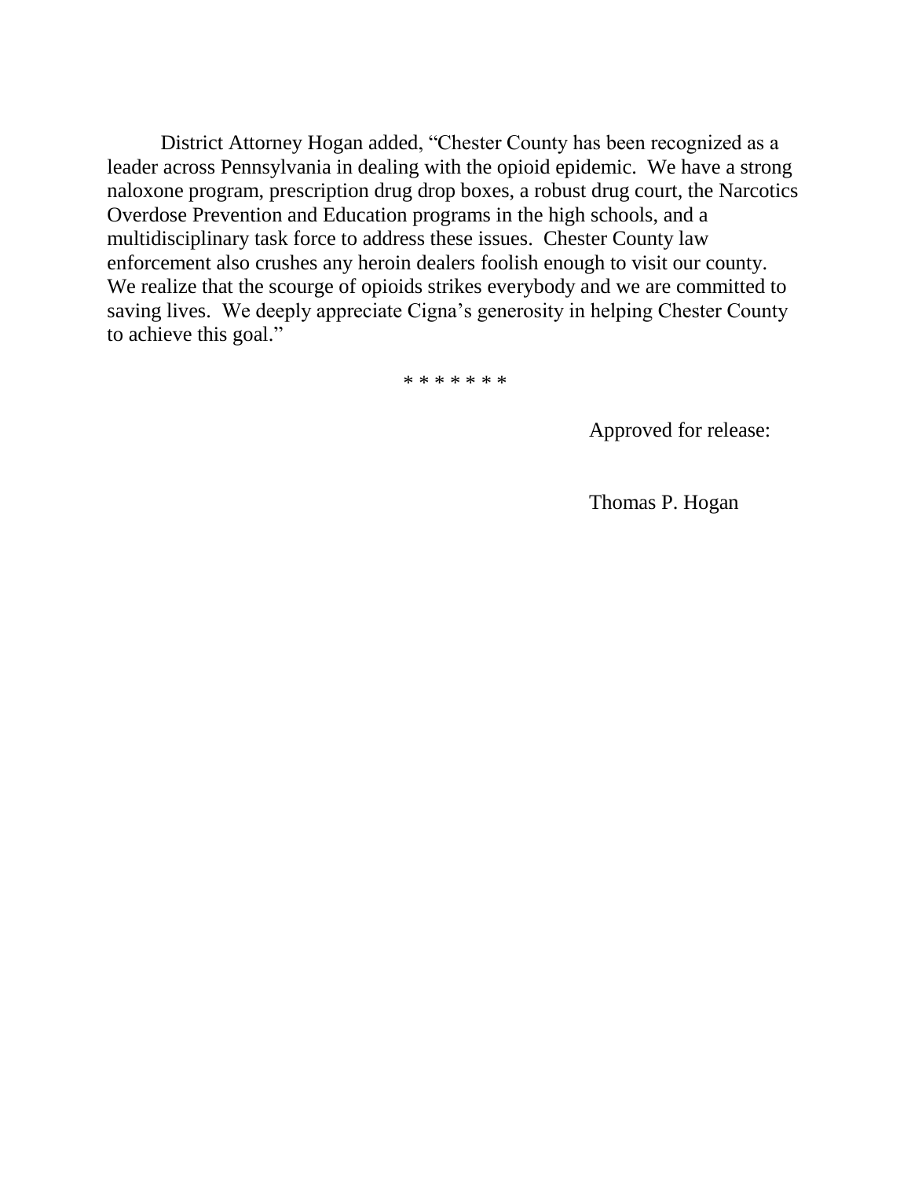District Attorney Hogan added, "Chester County has been recognized as a leader across Pennsylvania in dealing with the opioid epidemic. We have a strong naloxone program, prescription drug drop boxes, a robust drug court, the Narcotics Overdose Prevention and Education programs in the high schools, and a multidisciplinary task force to address these issues. Chester County law enforcement also crushes any heroin dealers foolish enough to visit our county. We realize that the scourge of opioids strikes everybody and we are committed to saving lives. We deeply appreciate Cigna's generosity in helping Chester County to achieve this goal."

* * * * * * *

Approved for release:

Thomas P. Hogan